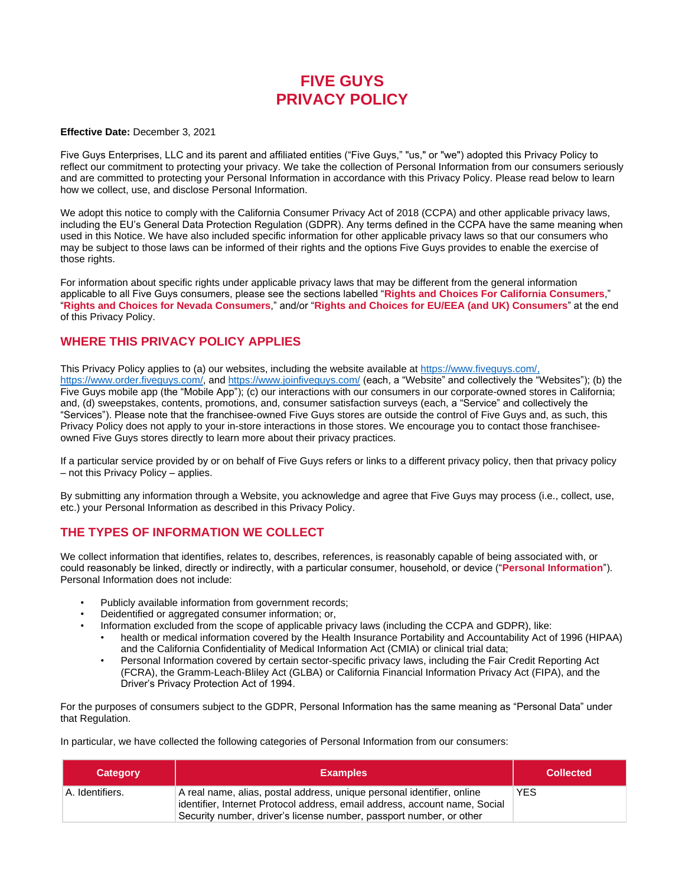# FIVE GUYS
# PRIVACY POLICY

**Effective Date:** December 3, 2021

Five Guys Enterprises, LLC and its parent and affiliated entities ("Five Guys," "us," or "we") adopted this Privacy Policy to reflect our commitment to protecting your privacy. We take the collection of Personal Information from our consumers seriously and are committed to protecting your Personal Information in accordance with this Privacy Policy. Please read below to learn how we collect, use, and disclose Personal Information.

We adopt this notice to comply with the California Consumer Privacy Act of 2018 (CCPA) and other applicable privacy laws, including the EU's General Data Protection Regulation (GDPR). Any terms defined in the CCPA have the same meaning when used in this Notice. We have also included specific information for other applicable privacy laws so that our consumers who may be subject to those laws can be informed of their rights and the options Five Guys provides to enable the exercise of those rights.

For information about specific rights under applicable privacy laws that may be different from the general information applicable to all Five Guys consumers, please see the sections labelled "**Rights and Choices For California Consumers**," "**Rights and Choices for Nevada Consumers**," and/or "**Rights and Choices for EU/EEA (and UK) Consumers**" at the end of this Privacy Policy.

## WHERE THIS PRIVACY POLICY APPLIES

This Privacy Policy applies to (a) our websites, including the website available at https://www.fiveguys.com/, https://www.order.fiveguys.com/, and https://www.joinfiveguys.com/ (each, a "Website" and collectively the "Websites"); (b) the Five Guys mobile app (the "Mobile App"); (c) our interactions with our consumers in our corporate-owned stores in California; and, (d) sweepstakes, contents, promotions, and, consumer satisfaction surveys (each, a "Service" and collectively the "Services"). Please note that the franchisee-owned Five Guys stores are outside the control of Five Guys and, as such, this Privacy Policy does not apply to your in-store interactions in those stores. We encourage you to contact those franchisee-owned Five Guys stores directly to learn more about their privacy practices.

If a particular service provided by or on behalf of Five Guys refers or links to a different privacy policy, then that privacy policy – not this Privacy Policy – applies.

By submitting any information through a Website, you acknowledge and agree that Five Guys may process (i.e., collect, use, etc.) your Personal Information as described in this Privacy Policy.

## THE TYPES OF INFORMATION WE COLLECT

We collect information that identifies, relates to, describes, references, is reasonably capable of being associated with, or could reasonably be linked, directly or indirectly, with a particular consumer, household, or device ("**Personal Information**"). Personal Information does not include:

- Publicly available information from government records;
- Deidentified or aggregated consumer information; or,
- Information excluded from the scope of applicable privacy laws (including the CCPA and GDPR), like:
  - health or medical information covered by the Health Insurance Portability and Accountability Act of 1996 (HIPAA) and the California Confidentiality of Medical Information Act (CMIA) or clinical trial data;
  - Personal Information covered by certain sector-specific privacy laws, including the Fair Credit Reporting Act (FCRA), the Gramm-Leach-Bliley Act (GLBA) or California Financial Information Privacy Act (FIPA), and the Driver's Privacy Protection Act of 1994.

For the purposes of consumers subject to the GDPR, Personal Information has the same meaning as "Personal Data" under that Regulation.

In particular, we have collected the following categories of Personal Information from our consumers:

| Category | Examples | Collected |
|---|---|---|
| A. Identifiers. | A real name, alias, postal address, unique personal identifier, online identifier, Internet Protocol address, email address, account name, Social Security number, driver's license number, passport number, or other | YES |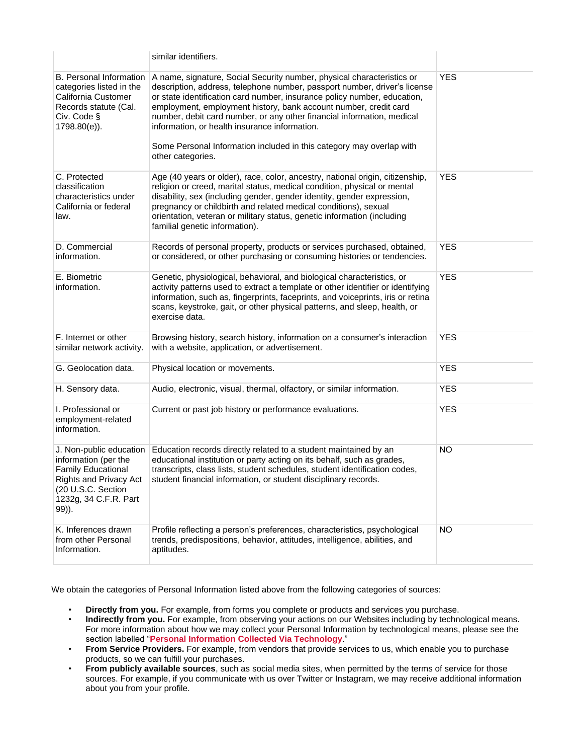| | | |
|---|---|---|
| | similar identifiers. | |
| B. Personal Information categories listed in the California Customer Records statute (Cal. Civ. Code § 1798.80(e)). | A name, signature, Social Security number, physical characteristics or description, address, telephone number, passport number, driver's license or state identification card number, insurance policy number, education, employment, employment history, bank account number, credit card number, debit card number, or any other financial information, medical information, or health insurance information.<br><br>Some Personal Information included in this category may overlap with other categories. | YES |
| C. Protected classification characteristics under California or federal law. | Age (40 years or older), race, color, ancestry, national origin, citizenship, religion or creed, marital status, medical condition, physical or mental disability, sex (including gender, gender identity, gender expression, pregnancy or childbirth and related medical conditions), sexual orientation, veteran or military status, genetic information (including familial genetic information). | YES |
| D. Commercial information. | Records of personal property, products or services purchased, obtained, or considered, or other purchasing or consuming histories or tendencies. | YES |
| E. Biometric information. | Genetic, physiological, behavioral, and biological characteristics, or activity patterns used to extract a template or other identifier or identifying information, such as, fingerprints, faceprints, and voiceprints, iris or retina scans, keystroke, gait, or other physical patterns, and sleep, health, or exercise data. | YES |
| F. Internet or other similar network activity. | Browsing history, search history, information on a consumer's interaction with a website, application, or advertisement. | YES |
| G. Geolocation data. | Physical location or movements. | YES |
| H. Sensory data. | Audio, electronic, visual, thermal, olfactory, or similar information. | YES |
| I. Professional or employment-related information. | Current or past job history or performance evaluations. | YES |
| J. Non-public education information (per the Family Educational Rights and Privacy Act (20 U.S.C. Section 1232g, 34 C.F.R. Part 99)). | Education records directly related to a student maintained by an educational institution or party acting on its behalf, such as grades, transcripts, class lists, student schedules, student identification codes, student financial information, or student disciplinary records. | NO |
| K. Inferences drawn from other Personal Information. | Profile reflecting a person's preferences, characteristics, psychological trends, predispositions, behavior, attitudes, intelligence, abilities, and aptitudes. | NO |

We obtain the categories of Personal Information listed above from the following categories of sources:

- **Directly from you.** For example, from forms you complete or products and services you purchase.
- **Indirectly from you.** For example, from observing your actions on our Websites including by technological means. For more information about how we may collect your Personal Information by technological means, please see the section labelled "**Personal Information Collected Via Technology**."
- **From Service Providers.** For example, from vendors that provide services to us, which enable you to purchase products, so we can fulfill your purchases.
- **From publicly available sources**, such as social media sites, when permitted by the terms of service for those sources. For example, if you communicate with us over Twitter or Instagram, we may receive additional information about you from your profile.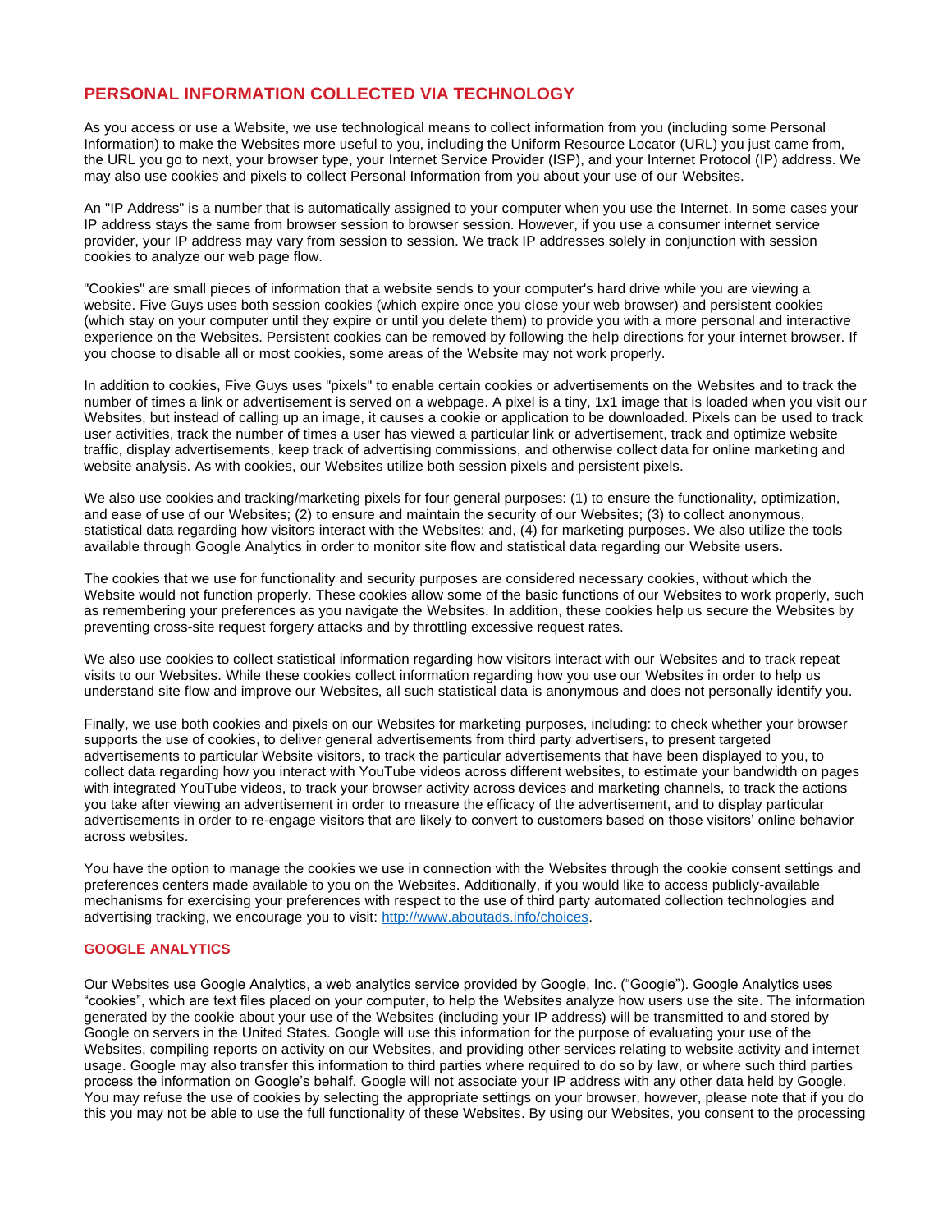## PERSONAL INFORMATION COLLECTED VIA TECHNOLOGY

As you access or use a Website, we use technological means to collect information from you (including some Personal Information) to make the Websites more useful to you, including the Uniform Resource Locator (URL) you just came from, the URL you go to next, your browser type, your Internet Service Provider (ISP), and your Internet Protocol (IP) address. We may also use cookies and pixels to collect Personal Information from you about your use of our Websites.

An "IP Address" is a number that is automatically assigned to your computer when you use the Internet. In some cases your IP address stays the same from browser session to browser session. However, if you use a consumer internet service provider, your IP address may vary from session to session. We track IP addresses solely in conjunction with session cookies to analyze our web page flow.

"Cookies" are small pieces of information that a website sends to your computer's hard drive while you are viewing a website. Five Guys uses both session cookies (which expire once you close your web browser) and persistent cookies (which stay on your computer until they expire or until you delete them) to provide you with a more personal and interactive experience on the Websites. Persistent cookies can be removed by following the help directions for your internet browser. If you choose to disable all or most cookies, some areas of the Website may not work properly.

In addition to cookies, Five Guys uses "pixels" to enable certain cookies or advertisements on the Websites and to track the number of times a link or advertisement is served on a webpage. A pixel is a tiny, 1x1 image that is loaded when you visit our Websites, but instead of calling up an image, it causes a cookie or application to be downloaded. Pixels can be used to track user activities, track the number of times a user has viewed a particular link or advertisement, track and optimize website traffic, display advertisements, keep track of advertising commissions, and otherwise collect data for online marketing and website analysis. As with cookies, our Websites utilize both session pixels and persistent pixels.

We also use cookies and tracking/marketing pixels for four general purposes: (1) to ensure the functionality, optimization, and ease of use of our Websites; (2) to ensure and maintain the security of our Websites; (3) to collect anonymous, statistical data regarding how visitors interact with the Websites; and, (4) for marketing purposes. We also utilize the tools available through Google Analytics in order to monitor site flow and statistical data regarding our Website users.

The cookies that we use for functionality and security purposes are considered necessary cookies, without which the Website would not function properly. These cookies allow some of the basic functions of our Websites to work properly, such as remembering your preferences as you navigate the Websites. In addition, these cookies help us secure the Websites by preventing cross-site request forgery attacks and by throttling excessive request rates.

We also use cookies to collect statistical information regarding how visitors interact with our Websites and to track repeat visits to our Websites. While these cookies collect information regarding how you use our Websites in order to help us understand site flow and improve our Websites, all such statistical data is anonymous and does not personally identify you.

Finally, we use both cookies and pixels on our Websites for marketing purposes, including: to check whether your browser supports the use of cookies, to deliver general advertisements from third party advertisers, to present targeted advertisements to particular Website visitors, to track the particular advertisements that have been displayed to you, to collect data regarding how you interact with YouTube videos across different websites, to estimate your bandwidth on pages with integrated YouTube videos, to track your browser activity across devices and marketing channels, to track the actions you take after viewing an advertisement in order to measure the efficacy of the advertisement, and to display particular advertisements in order to re-engage visitors that are likely to convert to customers based on those visitors' online behavior across websites.

You have the option to manage the cookies we use in connection with the Websites through the cookie consent settings and preferences centers made available to you on the Websites. Additionally, if you would like to access publicly-available mechanisms for exercising your preferences with respect to the use of third party automated collection technologies and advertising tracking, we encourage you to visit: [http://www.aboutads.info/choices](http://www.aboutads.info/choices).

### GOOGLE ANALYTICS

Our Websites use Google Analytics, a web analytics service provided by Google, Inc. ("Google"). Google Analytics uses "cookies", which are text files placed on your computer, to help the Websites analyze how users use the site. The information generated by the cookie about your use of the Websites (including your IP address) will be transmitted to and stored by Google on servers in the United States. Google will use this information for the purpose of evaluating your use of the Websites, compiling reports on activity on our Websites, and providing other services relating to website activity and internet usage. Google may also transfer this information to third parties where required to do so by law, or where such third parties process the information on Google's behalf. Google will not associate your IP address with any other data held by Google. You may refuse the use of cookies by selecting the appropriate settings on your browser, however, please note that if you do this you may not be able to use the full functionality of these Websites. By using our Websites, you consent to the processing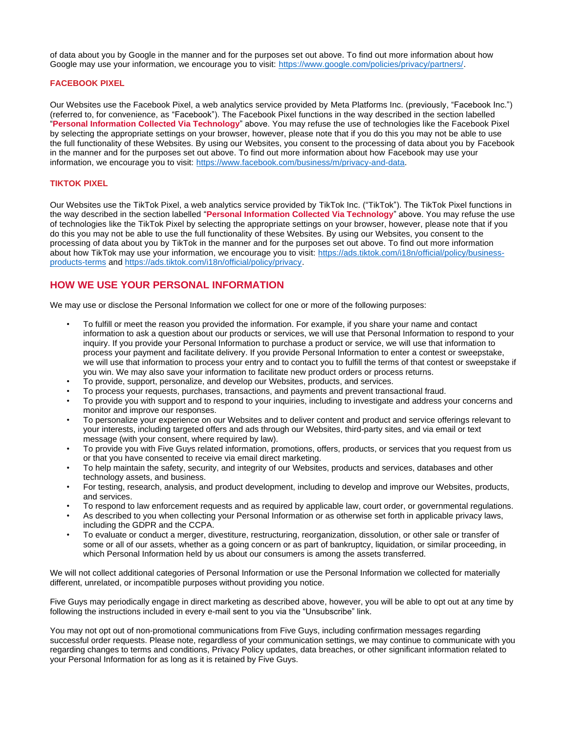of data about you by Google in the manner and for the purposes set out above. To find out more information about how Google may use your information, we encourage you to visit: https://www.google.com/policies/privacy/partners/.

### FACEBOOK PIXEL

Our Websites use the Facebook Pixel, a web analytics service provided by Meta Platforms Inc. (previously, "Facebook Inc.") (referred to, for convenience, as "Facebook"). The Facebook Pixel functions in the way described in the section labelled "**Personal Information Collected Via Technology**" above. You may refuse the use of technologies like the Facebook Pixel by selecting the appropriate settings on your browser, however, please note that if you do this you may not be able to use the full functionality of these Websites. By using our Websites, you consent to the processing of data about you by Facebook in the manner and for the purposes set out above. To find out more information about how Facebook may use your information, we encourage you to visit: https://www.facebook.com/business/m/privacy-and-data.

### TIKTOK PIXEL

Our Websites use the TikTok Pixel, a web analytics service provided by TikTok Inc. ("TikTok"). The TikTok Pixel functions in the way described in the section labelled "**Personal Information Collected Via Technology**" above. You may refuse the use of technologies like the TikTok Pixel by selecting the appropriate settings on your browser, however, please note that if you do this you may not be able to use the full functionality of these Websites. By using our Websites, you consent to the processing of data about you by TikTok in the manner and for the purposes set out above. To find out more information about how TikTok may use your information, we encourage you to visit: https://ads.tiktok.com/i18n/official/policy/business-products-terms and https://ads.tiktok.com/i18n/official/policy/privacy.

## HOW WE USE YOUR PERSONAL INFORMATION

We may use or disclose the Personal Information we collect for one or more of the following purposes:

- To fulfill or meet the reason you provided the information. For example, if you share your name and contact information to ask a question about our products or services, we will use that Personal Information to respond to your inquiry. If you provide your Personal Information to purchase a product or service, we will use that information to process your payment and facilitate delivery. If you provide Personal Information to enter a contest or sweepstake, we will use that information to process your entry and to contact you to fulfill the terms of that contest or sweepstake if you win. We may also save your information to facilitate new product orders or process returns.
- To provide, support, personalize, and develop our Websites, products, and services.
- To process your requests, purchases, transactions, and payments and prevent transactional fraud.
- To provide you with support and to respond to your inquiries, including to investigate and address your concerns and monitor and improve our responses.
- To personalize your experience on our Websites and to deliver content and product and service offerings relevant to your interests, including targeted offers and ads through our Websites, third-party sites, and via email or text message (with your consent, where required by law).
- To provide you with Five Guys related information, promotions, offers, products, or services that you request from us or that you have consented to receive via email direct marketing.
- To help maintain the safety, security, and integrity of our Websites, products and services, databases and other technology assets, and business.
- For testing, research, analysis, and product development, including to develop and improve our Websites, products, and services.
- To respond to law enforcement requests and as required by applicable law, court order, or governmental regulations.
- As described to you when collecting your Personal Information or as otherwise set forth in applicable privacy laws, including the GDPR and the CCPA.
- To evaluate or conduct a merger, divestiture, restructuring, reorganization, dissolution, or other sale or transfer of some or all of our assets, whether as a going concern or as part of bankruptcy, liquidation, or similar proceeding, in which Personal Information held by us about our consumers is among the assets transferred.

We will not collect additional categories of Personal Information or use the Personal Information we collected for materially different, unrelated, or incompatible purposes without providing you notice.

Five Guys may periodically engage in direct marketing as described above, however, you will be able to opt out at any time by following the instructions included in every e-mail sent to you via the "Unsubscribe" link.

You may not opt out of non-promotional communications from Five Guys, including confirmation messages regarding successful order requests. Please note, regardless of your communication settings, we may continue to communicate with you regarding changes to terms and conditions, Privacy Policy updates, data breaches, or other significant information related to your Personal Information for as long as it is retained by Five Guys.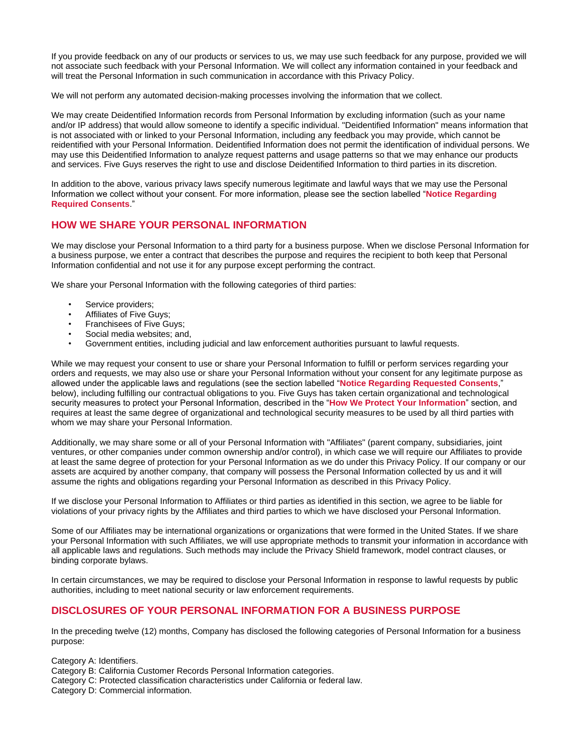If you provide feedback on any of our products or services to us, we may use such feedback for any purpose, provided we will not associate such feedback with your Personal Information. We will collect any information contained in your feedback and will treat the Personal Information in such communication in accordance with this Privacy Policy.

We will not perform any automated decision-making processes involving the information that we collect.

We may create Deidentified Information records from Personal Information by excluding information (such as your name and/or IP address) that would allow someone to identify a specific individual. "Deidentified Information" means information that is not associated with or linked to your Personal Information, including any feedback you may provide, which cannot be reidentified with your Personal Information. Deidentified Information does not permit the identification of individual persons. We may use this Deidentified Information to analyze request patterns and usage patterns so that we may enhance our products and services. Five Guys reserves the right to use and disclose Deidentified Information to third parties in its discretion.

In addition to the above, various privacy laws specify numerous legitimate and lawful ways that we may use the Personal Information we collect without your consent. For more information, please see the section labelled "**Notice Regarding Required Consents**."

## HOW WE SHARE YOUR PERSONAL INFORMATION

We may disclose your Personal Information to a third party for a business purpose. When we disclose Personal Information for a business purpose, we enter a contract that describes the purpose and requires the recipient to both keep that Personal Information confidential and not use it for any purpose except performing the contract.

We share your Personal Information with the following categories of third parties:

- Service providers;
- Affiliates of Five Guys;
- Franchisees of Five Guys;
- Social media websites; and,
- Government entities, including judicial and law enforcement authorities pursuant to lawful requests.

While we may request your consent to use or share your Personal Information to fulfill or perform services regarding your orders and requests, we may also use or share your Personal Information without your consent for any legitimate purpose as allowed under the applicable laws and regulations (see the section labelled "**Notice Regarding Requested Consents**," below), including fulfilling our contractual obligations to you. Five Guys has taken certain organizational and technological security measures to protect your Personal Information, described in the "**How We Protect Your Information**" section, and requires at least the same degree of organizational and technological security measures to be used by all third parties with whom we may share your Personal Information.

Additionally, we may share some or all of your Personal Information with "Affiliates" (parent company, subsidiaries, joint ventures, or other companies under common ownership and/or control), in which case we will require our Affiliates to provide at least the same degree of protection for your Personal Information as we do under this Privacy Policy. If our company or our assets are acquired by another company, that company will possess the Personal Information collected by us and it will assume the rights and obligations regarding your Personal Information as described in this Privacy Policy.

If we disclose your Personal Information to Affiliates or third parties as identified in this section, we agree to be liable for violations of your privacy rights by the Affiliates and third parties to which we have disclosed your Personal Information.

Some of our Affiliates may be international organizations or organizations that were formed in the United States. If we share your Personal Information with such Affiliates, we will use appropriate methods to transmit your information in accordance with all applicable laws and regulations. Such methods may include the Privacy Shield framework, model contract clauses, or binding corporate bylaws.

In certain circumstances, we may be required to disclose your Personal Information in response to lawful requests by public authorities, including to meet national security or law enforcement requirements.

## DISCLOSURES OF YOUR PERSONAL INFORMATION FOR A BUSINESS PURPOSE

In the preceding twelve (12) months, Company has disclosed the following categories of Personal Information for a business purpose:

Category A: Identifiers.
Category B: California Customer Records Personal Information categories.
Category C: Protected classification characteristics under California or federal law.
Category D: Commercial information.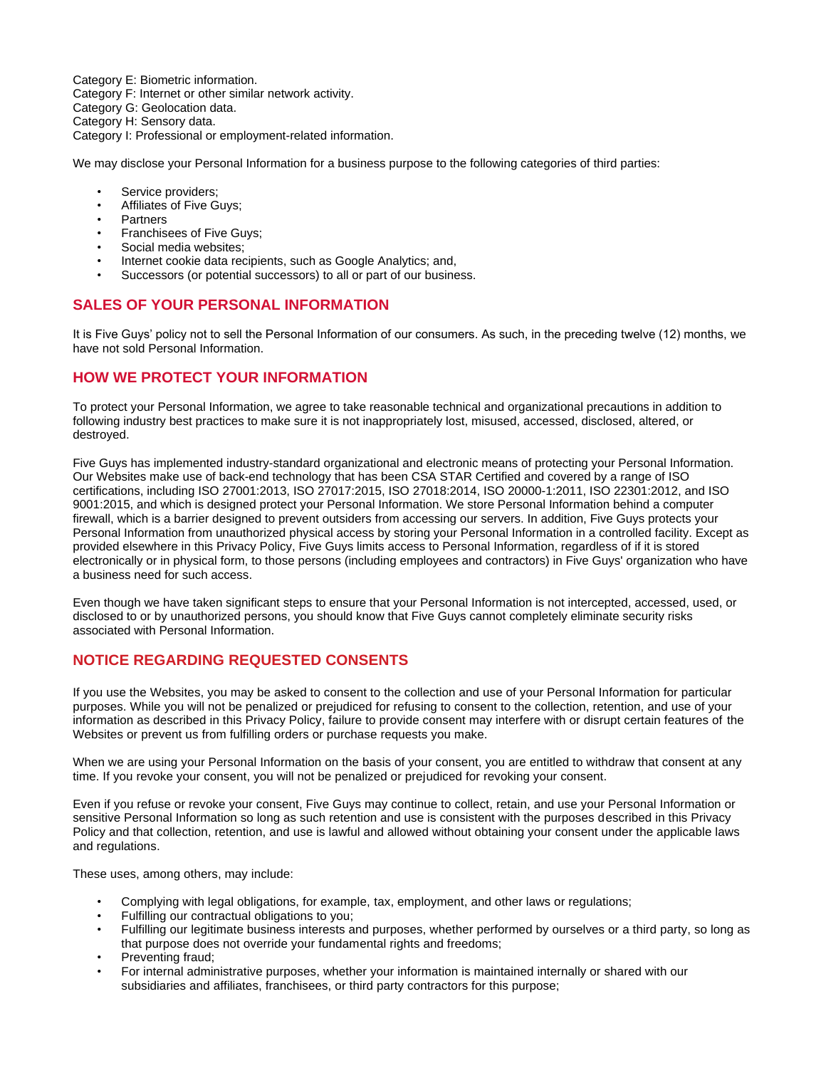Category E: Biometric information.
Category F: Internet or other similar network activity.
Category G: Geolocation data.
Category H: Sensory data.
Category I: Professional or employment-related information.

We may disclose your Personal Information for a business purpose to the following categories of third parties:

- Service providers;
- Affiliates of Five Guys;
- Partners
- Franchisees of Five Guys;
- Social media websites;
- Internet cookie data recipients, such as Google Analytics; and,
- Successors (or potential successors) to all or part of our business.

## SALES OF YOUR PERSONAL INFORMATION

It is Five Guys' policy not to sell the Personal Information of our consumers. As such, in the preceding twelve (12) months, we have not sold Personal Information.

## HOW WE PROTECT YOUR INFORMATION

To protect your Personal Information, we agree to take reasonable technical and organizational precautions in addition to following industry best practices to make sure it is not inappropriately lost, misused, accessed, disclosed, altered, or destroyed.

Five Guys has implemented industry-standard organizational and electronic means of protecting your Personal Information. Our Websites make use of back-end technology that has been CSA STAR Certified and covered by a range of ISO certifications, including ISO 27001:2013, ISO 27017:2015, ISO 27018:2014, ISO 20000-1:2011, ISO 22301:2012, and ISO 9001:2015, and which is designed protect your Personal Information. We store Personal Information behind a computer firewall, which is a barrier designed to prevent outsiders from accessing our servers. In addition, Five Guys protects your Personal Information from unauthorized physical access by storing your Personal Information in a controlled facility. Except as provided elsewhere in this Privacy Policy, Five Guys limits access to Personal Information, regardless of if it is stored electronically or in physical form, to those persons (including employees and contractors) in Five Guys' organization who have a business need for such access.

Even though we have taken significant steps to ensure that your Personal Information is not intercepted, accessed, used, or disclosed to or by unauthorized persons, you should know that Five Guys cannot completely eliminate security risks associated with Personal Information.

## NOTICE REGARDING REQUESTED CONSENTS

If you use the Websites, you may be asked to consent to the collection and use of your Personal Information for particular purposes. While you will not be penalized or prejudiced for refusing to consent to the collection, retention, and use of your information as described in this Privacy Policy, failure to provide consent may interfere with or disrupt certain features of the Websites or prevent us from fulfilling orders or purchase requests you make.

When we are using your Personal Information on the basis of your consent, you are entitled to withdraw that consent at any time. If you revoke your consent, you will not be penalized or prejudiced for revoking your consent.

Even if you refuse or revoke your consent, Five Guys may continue to collect, retain, and use your Personal Information or sensitive Personal Information so long as such retention and use is consistent with the purposes described in this Privacy Policy and that collection, retention, and use is lawful and allowed without obtaining your consent under the applicable laws and regulations.

These uses, among others, may include:

- Complying with legal obligations, for example, tax, employment, and other laws or regulations;
- Fulfilling our contractual obligations to you;
- Fulfilling our legitimate business interests and purposes, whether performed by ourselves or a third party, so long as that purpose does not override your fundamental rights and freedoms;
- Preventing fraud;
- For internal administrative purposes, whether your information is maintained internally or shared with our subsidiaries and affiliates, franchisees, or third party contractors for this purpose;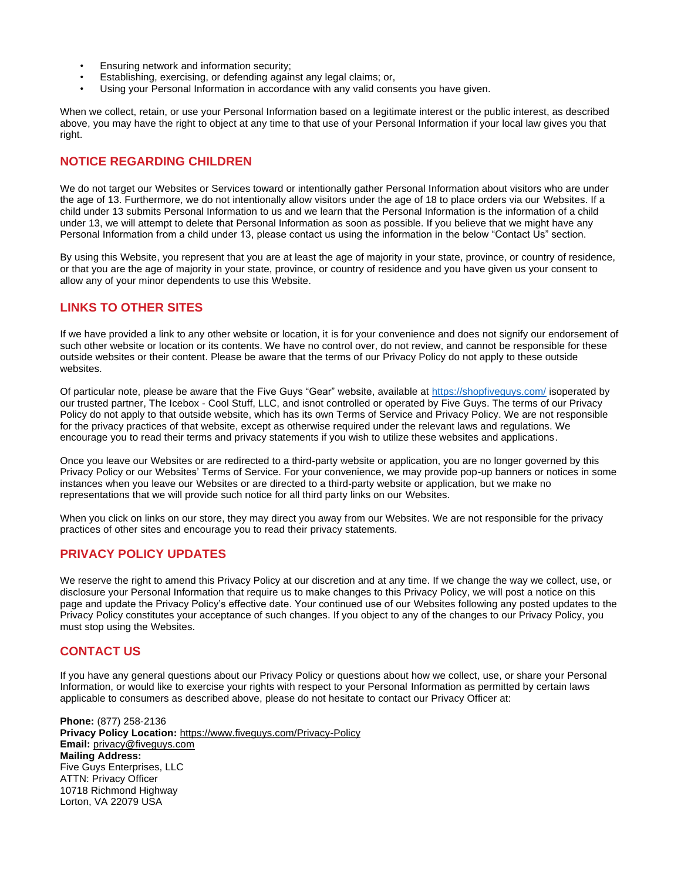- Ensuring network and information security;
- Establishing, exercising, or defending against any legal claims; or,
- Using your Personal Information in accordance with any valid consents you have given.

When we collect, retain, or use your Personal Information based on a legitimate interest or the public interest, as described above, you may have the right to object at any time to that use of your Personal Information if your local law gives you that right.

## NOTICE REGARDING CHILDREN

We do not target our Websites or Services toward or intentionally gather Personal Information about visitors who are under the age of 13. Furthermore, we do not intentionally allow visitors under the age of 18 to place orders via our Websites. If a child under 13 submits Personal Information to us and we learn that the Personal Information is the information of a child under 13, we will attempt to delete that Personal Information as soon as possible. If you believe that we might have any Personal Information from a child under 13, please contact us using the information in the below "Contact Us" section.

By using this Website, you represent that you are at least the age of majority in your state, province, or country of residence, or that you are the age of majority in your state, province, or country of residence and you have given us your consent to allow any of your minor dependents to use this Website.

## LINKS TO OTHER SITES

If we have provided a link to any other website or location, it is for your convenience and does not signify our endorsement of such other website or location or its contents. We have no control over, do not review, and cannot be responsible for these outside websites or their content. Please be aware that the terms of our Privacy Policy do not apply to these outside websites.

Of particular note, please be aware that the Five Guys "Gear" website, available at [https://shopfiveguys.com/](https://shopfiveguys.com/) isoperated by our trusted partner, The Icebox - Cool Stuff, LLC, and isnot controlled or operated by Five Guys. The terms of our Privacy Policy do not apply to that outside website, which has its own Terms of Service and Privacy Policy. We are not responsible for the privacy practices of that website, except as otherwise required under the relevant laws and regulations. We encourage you to read their terms and privacy statements if you wish to utilize these websites and applications.

Once you leave our Websites or are redirected to a third-party website or application, you are no longer governed by this Privacy Policy or our Websites' Terms of Service. For your convenience, we may provide pop-up banners or notices in some instances when you leave our Websites or are directed to a third-party website or application, but we make no representations that we will provide such notice for all third party links on our Websites.

When you click on links on our store, they may direct you away from our Websites. We are not responsible for the privacy practices of other sites and encourage you to read their privacy statements.

## PRIVACY POLICY UPDATES

We reserve the right to amend this Privacy Policy at our discretion and at any time. If we change the way we collect, use, or disclose your Personal Information that require us to make changes to this Privacy Policy, we will post a notice on this page and update the Privacy Policy's effective date. Your continued use of our Websites following any posted updates to the Privacy Policy constitutes your acceptance of such changes. If you object to any of the changes to our Privacy Policy, you must stop using the Websites.

## CONTACT US

If you have any general questions about our Privacy Policy or questions about how we collect, use, or share your Personal Information, or would like to exercise your rights with respect to your Personal Information as permitted by certain laws applicable to consumers as described above, please do not hesitate to contact our Privacy Officer at:

**Phone:** (877) 258-2136
**Privacy Policy Location:** https://www.fiveguys.com/Privacy-Policy
**Email:** privacy@fiveguys.com
**Mailing Address:**
Five Guys Enterprises, LLC
ATTN: Privacy Officer
10718 Richmond Highway
Lorton, VA 22079 USA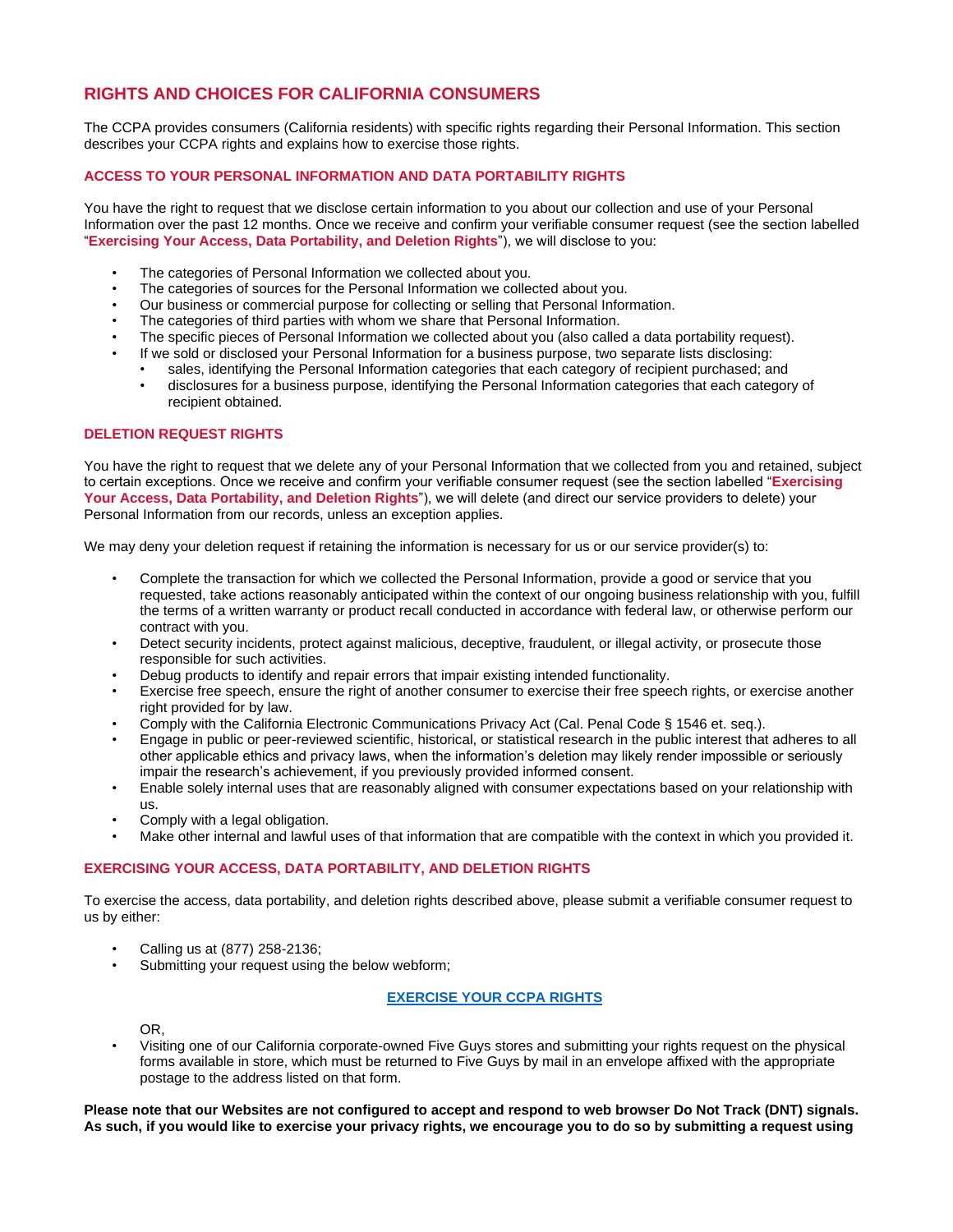## RIGHTS AND CHOICES FOR CALIFORNIA CONSUMERS

The CCPA provides consumers (California residents) with specific rights regarding their Personal Information. This section describes your CCPA rights and explains how to exercise those rights.

### ACCESS TO YOUR PERSONAL INFORMATION AND DATA PORTABILITY RIGHTS

You have the right to request that we disclose certain information to you about our collection and use of your Personal Information over the past 12 months. Once we receive and confirm your verifiable consumer request (see the section labelled "**Exercising Your Access, Data Portability, and Deletion Rights**"), we will disclose to you:

- The categories of Personal Information we collected about you.
- The categories of sources for the Personal Information we collected about you.
- Our business or commercial purpose for collecting or selling that Personal Information.
- The categories of third parties with whom we share that Personal Information.
- The specific pieces of Personal Information we collected about you (also called a data portability request).
- If we sold or disclosed your Personal Information for a business purpose, two separate lists disclosing:
  - sales, identifying the Personal Information categories that each category of recipient purchased; and
  - disclosures for a business purpose, identifying the Personal Information categories that each category of recipient obtained.

### DELETION REQUEST RIGHTS

You have the right to request that we delete any of your Personal Information that we collected from you and retained, subject to certain exceptions. Once we receive and confirm your verifiable consumer request (see the section labelled "**Exercising Your Access, Data Portability, and Deletion Rights**"), we will delete (and direct our service providers to delete) your Personal Information from our records, unless an exception applies.

We may deny your deletion request if retaining the information is necessary for us or our service provider(s) to:

- Complete the transaction for which we collected the Personal Information, provide a good or service that you requested, take actions reasonably anticipated within the context of our ongoing business relationship with you, fulfill the terms of a written warranty or product recall conducted in accordance with federal law, or otherwise perform our contract with you.
- Detect security incidents, protect against malicious, deceptive, fraudulent, or illegal activity, or prosecute those responsible for such activities.
- Debug products to identify and repair errors that impair existing intended functionality.
- Exercise free speech, ensure the right of another consumer to exercise their free speech rights, or exercise another right provided for by law.
- Comply with the California Electronic Communications Privacy Act (Cal. Penal Code § 1546 et. seq.).
- Engage in public or peer-reviewed scientific, historical, or statistical research in the public interest that adheres to all other applicable ethics and privacy laws, when the information's deletion may likely render impossible or seriously impair the research's achievement, if you previously provided informed consent.
- Enable solely internal uses that are reasonably aligned with consumer expectations based on your relationship with us.
- Comply with a legal obligation.
- Make other internal and lawful uses of that information that are compatible with the context in which you provided it.

### EXERCISING YOUR ACCESS, DATA PORTABILITY, AND DELETION RIGHTS

To exercise the access, data portability, and deletion rights described above, please submit a verifiable consumer request to us by either:

- Calling us at (877) 258-2136;
- Submitting your request using the below webform;

  **EXERCISE YOUR CCPA RIGHTS**

  OR,
- Visiting one of our California corporate-owned Five Guys stores and submitting your rights request on the physical forms available in store, which must be returned to Five Guys by mail in an envelope affixed with the appropriate postage to the address listed on that form.

**Please note that our Websites are not configured to accept and respond to web browser Do Not Track (DNT) signals. As such, if you would like to exercise your privacy rights, we encourage you to do so by submitting a request using**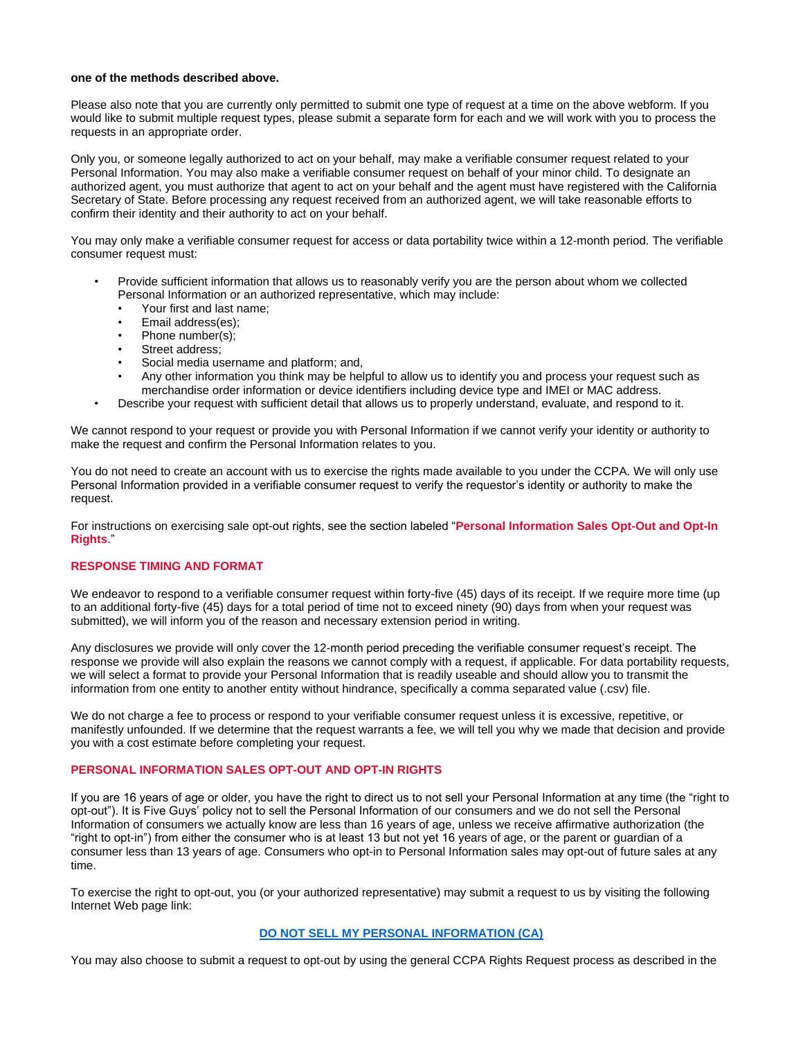**one of the methods described above.**

Please also note that you are currently only permitted to submit one type of request at a time on the above webform. If you would like to submit multiple request types, please submit a separate form for each and we will work with you to process the requests in an appropriate order.

Only you, or someone legally authorized to act on your behalf, may make a verifiable consumer request related to your Personal Information. You may also make a verifiable consumer request on behalf of your minor child. To designate an authorized agent, you must authorize that agent to act on your behalf and the agent must have registered with the California Secretary of State. Before processing any request received from an authorized agent, we will take reasonable efforts to confirm their identity and their authority to act on your behalf.

You may only make a verifiable consumer request for access or data portability twice within a 12-month period. The verifiable consumer request must:

- Provide sufficient information that allows us to reasonably verify you are the person about whom we collected Personal Information or an authorized representative, which may include:
  - Your first and last name;
  - Email address(es);
  - Phone number(s);
  - Street address;
  - Social media username and platform; and,
  - Any other information you think may be helpful to allow us to identify you and process your request such as merchandise order information or device identifiers including device type and IMEI or MAC address.
- Describe your request with sufficient detail that allows us to properly understand, evaluate, and respond to it.

We cannot respond to your request or provide you with Personal Information if we cannot verify your identity or authority to make the request and confirm the Personal Information relates to you.

You do not need to create an account with us to exercise the rights made available to you under the CCPA. We will only use Personal Information provided in a verifiable consumer request to verify the requestor's identity or authority to make the request.

For instructions on exercising sale opt-out rights, see the section labeled "**Personal Information Sales Opt-Out and Opt-In Rights**."

## RESPONSE TIMING AND FORMAT

We endeavor to respond to a verifiable consumer request within forty-five (45) days of its receipt. If we require more time (up to an additional forty-five (45) days for a total period of time not to exceed ninety (90) days from when your request was submitted), we will inform you of the reason and necessary extension period in writing.

Any disclosures we provide will only cover the 12-month period preceding the verifiable consumer request's receipt. The response we provide will also explain the reasons we cannot comply with a request, if applicable. For data portability requests, we will select a format to provide your Personal Information that is readily useable and should allow you to transmit the information from one entity to another entity without hindrance, specifically a comma separated value (.csv) file.

We do not charge a fee to process or respond to your verifiable consumer request unless it is excessive, repetitive, or manifestly unfounded. If we determine that the request warrants a fee, we will tell you why we made that decision and provide you with a cost estimate before completing your request.

## PERSONAL INFORMATION SALES OPT-OUT AND OPT-IN RIGHTS

If you are 16 years of age or older, you have the right to direct us to not sell your Personal Information at any time (the "right to opt-out"). It is Five Guys' policy not to sell the Personal Information of our consumers and we do not sell the Personal Information of consumers we actually know are less than 16 years of age, unless we receive affirmative authorization (the "right to opt-in") from either the consumer who is at least 13 but not yet 16 years of age, or the parent or guardian of a consumer less than 13 years of age. Consumers who opt-in to Personal Information sales may opt-out of future sales at any time.

To exercise the right to opt-out, you (or your authorized representative) may submit a request to us by visiting the following Internet Web page link:

**DO NOT SELL MY PERSONAL INFORMATION (CA)**

You may also choose to submit a request to opt-out by using the general CCPA Rights Request process as described in the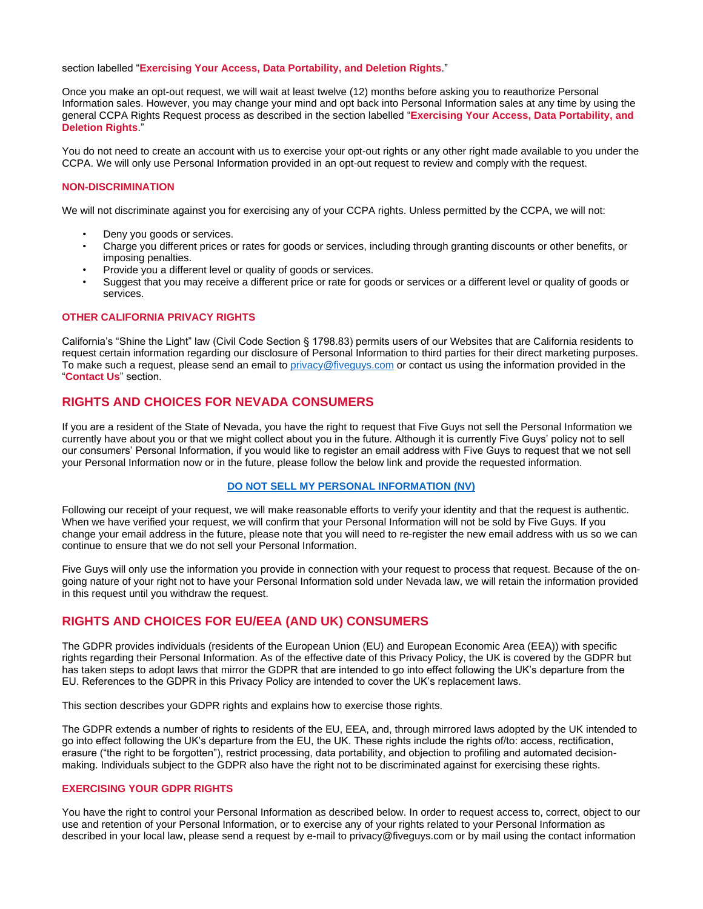section labelled "**Exercising Your Access, Data Portability, and Deletion Rights**."

Once you make an opt-out request, we will wait at least twelve (12) months before asking you to reauthorize Personal Information sales. However, you may change your mind and opt back into Personal Information sales at any time by using the general CCPA Rights Request process as described in the section labelled "**Exercising Your Access, Data Portability, and Deletion Rights**."

You do not need to create an account with us to exercise your opt-out rights or any other right made available to you under the CCPA. We will only use Personal Information provided in an opt-out request to review and comply with the request.

### NON-DISCRIMINATION

We will not discriminate against you for exercising any of your CCPA rights. Unless permitted by the CCPA, we will not:

- Deny you goods or services.
- Charge you different prices or rates for goods or services, including through granting discounts or other benefits, or imposing penalties.
- Provide you a different level or quality of goods or services.
- Suggest that you may receive a different price or rate for goods or services or a different level or quality of goods or services.

### OTHER CALIFORNIA PRIVACY RIGHTS

California's "Shine the Light" law (Civil Code Section § 1798.83) permits users of our Websites that are California residents to request certain information regarding our disclosure of Personal Information to third parties for their direct marketing purposes. To make such a request, please send an email to privacy@fiveguys.com or contact us using the information provided in the "**Contact Us**" section.

## RIGHTS AND CHOICES FOR NEVADA CONSUMERS

If you are a resident of the State of Nevada, you have the right to request that Five Guys not sell the Personal Information we currently have about you or that we might collect about you in the future. Although it is currently Five Guys' policy not to sell our consumers' Personal Information, if you would like to register an email address with Five Guys to request that we not sell your Personal Information now or in the future, please follow the below link and provide the requested information.

**DO NOT SELL MY PERSONAL INFORMATION (NV)**

Following our receipt of your request, we will make reasonable efforts to verify your identity and that the request is authentic. When we have verified your request, we will confirm that your Personal Information will not be sold by Five Guys. If you change your email address in the future, please note that you will need to re-register the new email address with us so we can continue to ensure that we do not sell your Personal Information.

Five Guys will only use the information you provide in connection with your request to process that request. Because of the on-going nature of your right not to have your Personal Information sold under Nevada law, we will retain the information provided in this request until you withdraw the request.

## RIGHTS AND CHOICES FOR EU/EEA (AND UK) CONSUMERS

The GDPR provides individuals (residents of the European Union (EU) and European Economic Area (EEA)) with specific rights regarding their Personal Information. As of the effective date of this Privacy Policy, the UK is covered by the GDPR but has taken steps to adopt laws that mirror the GDPR that are intended to go into effect following the UK's departure from the EU. References to the GDPR in this Privacy Policy are intended to cover the UK's replacement laws.

This section describes your GDPR rights and explains how to exercise those rights.

The GDPR extends a number of rights to residents of the EU, EEA, and, through mirrored laws adopted by the UK intended to go into effect following the UK's departure from the EU, the UK. These rights include the rights of/to: access, rectification, erasure ("the right to be forgotten"), restrict processing, data portability, and objection to profiling and automated decision-making. Individuals subject to the GDPR also have the right not to be discriminated against for exercising these rights.

### EXERCISING YOUR GDPR RIGHTS

You have the right to control your Personal Information as described below. In order to request access to, correct, object to our use and retention of your Personal Information, or to exercise any of your rights related to your Personal Information as described in your local law, please send a request by e-mail to privacy@fiveguys.com or by mail using the contact information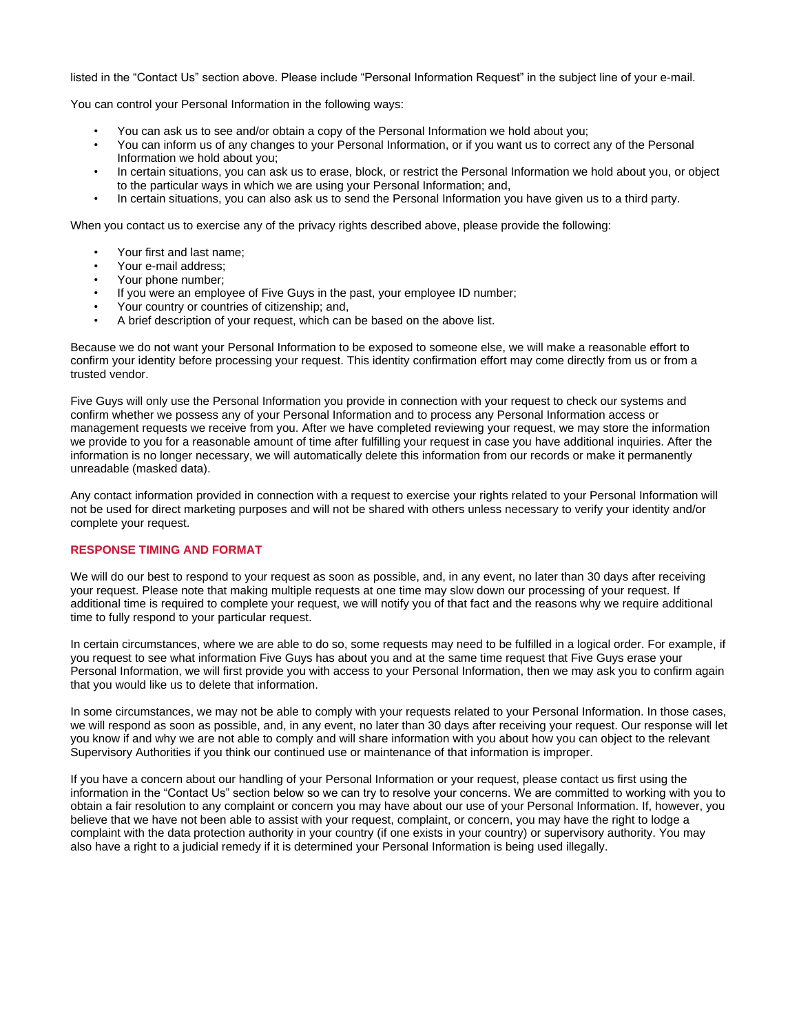listed in the "Contact Us" section above. Please include "Personal Information Request" in the subject line of your e-mail.

You can control your Personal Information in the following ways:

- You can ask us to see and/or obtain a copy of the Personal Information we hold about you;
- You can inform us of any changes to your Personal Information, or if you want us to correct any of the Personal Information we hold about you;
- In certain situations, you can ask us to erase, block, or restrict the Personal Information we hold about you, or object to the particular ways in which we are using your Personal Information; and,
- In certain situations, you can also ask us to send the Personal Information you have given us to a third party.

When you contact us to exercise any of the privacy rights described above, please provide the following:

- Your first and last name;
- Your e-mail address;
- Your phone number;
- If you were an employee of Five Guys in the past, your employee ID number;
- Your country or countries of citizenship; and,
- A brief description of your request, which can be based on the above list.

Because we do not want your Personal Information to be exposed to someone else, we will make a reasonable effort to confirm your identity before processing your request. This identity confirmation effort may come directly from us or from a trusted vendor.

Five Guys will only use the Personal Information you provide in connection with your request to check our systems and confirm whether we possess any of your Personal Information and to process any Personal Information access or management requests we receive from you. After we have completed reviewing your request, we may store the information we provide to you for a reasonable amount of time after fulfilling your request in case you have additional inquiries. After the information is no longer necessary, we will automatically delete this information from our records or make it permanently unreadable (masked data).

Any contact information provided in connection with a request to exercise your rights related to your Personal Information will not be used for direct marketing purposes and will not be shared with others unless necessary to verify your identity and/or complete your request.

## RESPONSE TIMING AND FORMAT

We will do our best to respond to your request as soon as possible, and, in any event, no later than 30 days after receiving your request. Please note that making multiple requests at one time may slow down our processing of your request. If additional time is required to complete your request, we will notify you of that fact and the reasons why we require additional time to fully respond to your particular request.

In certain circumstances, where we are able to do so, some requests may need to be fulfilled in a logical order. For example, if you request to see what information Five Guys has about you and at the same time request that Five Guys erase your Personal Information, we will first provide you with access to your Personal Information, then we may ask you to confirm again that you would like us to delete that information.

In some circumstances, we may not be able to comply with your requests related to your Personal Information. In those cases, we will respond as soon as possible, and, in any event, no later than 30 days after receiving your request. Our response will let you know if and why we are not able to comply and will share information with you about how you can object to the relevant Supervisory Authorities if you think our continued use or maintenance of that information is improper.

If you have a concern about our handling of your Personal Information or your request, please contact us first using the information in the "Contact Us" section below so we can try to resolve your concerns. We are committed to working with you to obtain a fair resolution to any complaint or concern you may have about our use of your Personal Information. If, however, you believe that we have not been able to assist with your request, complaint, or concern, you may have the right to lodge a complaint with the data protection authority in your country (if one exists in your country) or supervisory authority. You may also have a right to a judicial remedy if it is determined your Personal Information is being used illegally.